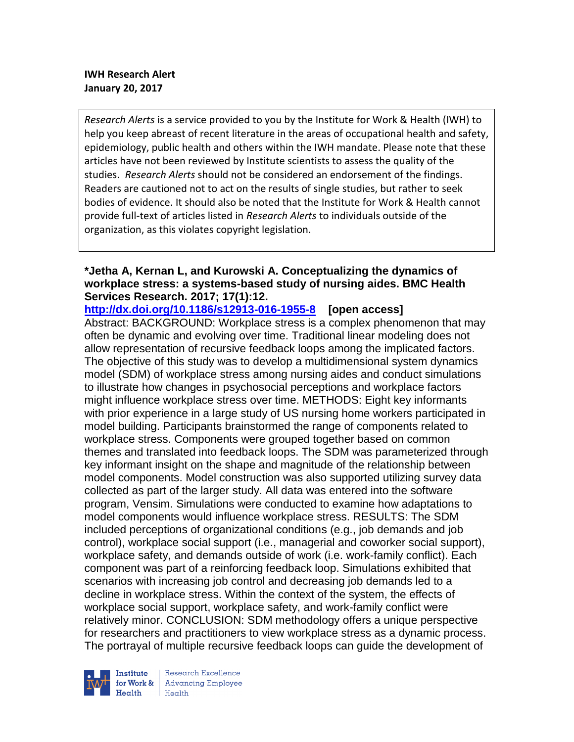**IWH Research Alert**
**January 20, 2017**

*Research Alerts* is a service provided to you by the Institute for Work & Health (IWH) to help you keep abreast of recent literature in the areas of occupational health and safety, epidemiology, public health and others within the IWH mandate. Please note that these articles have not been reviewed by Institute scientists to assess the quality of the studies. *Research Alerts* should not be considered an endorsement of the findings. Readers are cautioned not to act on the results of single studies, but rather to seek bodies of evidence. It should also be noted that the Institute for Work & Health cannot provide full-text of articles listed in *Research Alerts* to individuals outside of the organization, as this violates copyright legislation.

**\*Jetha A, Kernan L, and Kurowski A. Conceptualizing the dynamics of workplace stress: a systems-based study of nursing aides. BMC Health Services Research. 2017; 17(1):12.**
**http://dx.doi.org/10.1186/s12913-016-1955-8 [open access]**

Abstract: BACKGROUND: Workplace stress is a complex phenomenon that may often be dynamic and evolving over time. Traditional linear modeling does not allow representation of recursive feedback loops among the implicated factors. The objective of this study was to develop a multidimensional system dynamics model (SDM) of workplace stress among nursing aides and conduct simulations to illustrate how changes in psychosocial perceptions and workplace factors might influence workplace stress over time. METHODS: Eight key informants with prior experience in a large study of US nursing home workers participated in model building. Participants brainstormed the range of components related to workplace stress. Components were grouped together based on common themes and translated into feedback loops. The SDM was parameterized through key informant insight on the shape and magnitude of the relationship between model components. Model construction was also supported utilizing survey data collected as part of the larger study. All data was entered into the software program, Vensim. Simulations were conducted to examine how adaptations to model components would influence workplace stress. RESULTS: The SDM included perceptions of organizational conditions (e.g., job demands and job control), workplace social support (i.e., managerial and coworker social support), workplace safety, and demands outside of work (i.e. work-family conflict). Each component was part of a reinforcing feedback loop. Simulations exhibited that scenarios with increasing job control and decreasing job demands led to a decline in workplace stress. Within the context of the system, the effects of workplace social support, workplace safety, and work-family conflict were relatively minor. CONCLUSION: SDM methodology offers a unique perspective for researchers and practitioners to view workplace stress as a dynamic process. The portrayal of multiple recursive feedback loops can guide the development of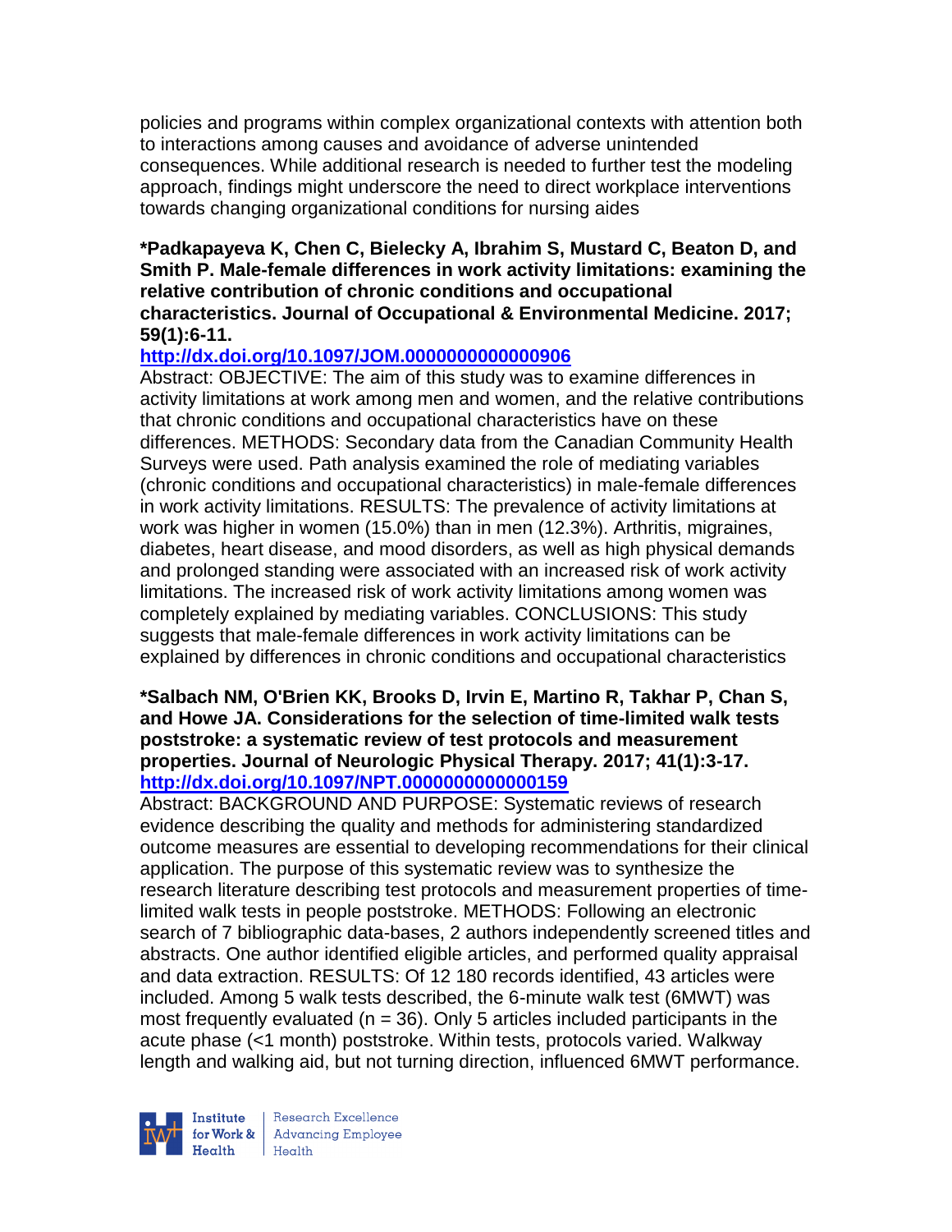policies and programs within complex organizational contexts with attention both to interactions among causes and avoidance of adverse unintended consequences. While additional research is needed to further test the modeling approach, findings might underscore the need to direct workplace interventions towards changing organizational conditions for nursing aides

**\*Padkapayeva K, Chen C, Bielecky A, Ibrahim S, Mustard C, Beaton D, and Smith P. Male-female differences in work activity limitations: examining the relative contribution of chronic conditions and occupational characteristics. Journal of Occupational & Environmental Medicine. 2017; 59(1):6-11.**

**http://dx.doi.org/10.1097/JOM.0000000000000906**

Abstract: OBJECTIVE: The aim of this study was to examine differences in activity limitations at work among men and women, and the relative contributions that chronic conditions and occupational characteristics have on these differences. METHODS: Secondary data from the Canadian Community Health Surveys were used. Path analysis examined the role of mediating variables (chronic conditions and occupational characteristics) in male-female differences in work activity limitations. RESULTS: The prevalence of activity limitations at work was higher in women (15.0%) than in men (12.3%). Arthritis, migraines, diabetes, heart disease, and mood disorders, as well as high physical demands and prolonged standing were associated with an increased risk of work activity limitations. The increased risk of work activity limitations among women was completely explained by mediating variables. CONCLUSIONS: This study suggests that male-female differences in work activity limitations can be explained by differences in chronic conditions and occupational characteristics

**\*Salbach NM, O'Brien KK, Brooks D, Irvin E, Martino R, Takhar P, Chan S, and Howe JA. Considerations for the selection of time-limited walk tests poststroke: a systematic review of test protocols and measurement properties. Journal of Neurologic Physical Therapy. 2017; 41(1):3-17.**

**http://dx.doi.org/10.1097/NPT.0000000000000159**

Abstract: BACKGROUND AND PURPOSE: Systematic reviews of research evidence describing the quality and methods for administering standardized outcome measures are essential to developing recommendations for their clinical application. The purpose of this systematic review was to synthesize the research literature describing test protocols and measurement properties of time-limited walk tests in people poststroke. METHODS: Following an electronic search of 7 bibliographic data-bases, 2 authors independently screened titles and abstracts. One author identified eligible articles, and performed quality appraisal and data extraction. RESULTS: Of 12 180 records identified, 43 articles were included. Among 5 walk tests described, the 6-minute walk test (6MWT) was most frequently evaluated (n = 36). Only 5 articles included participants in the acute phase (<1 month) poststroke. Within tests, protocols varied. Walkway length and walking aid, but not turning direction, influenced 6MWT performance.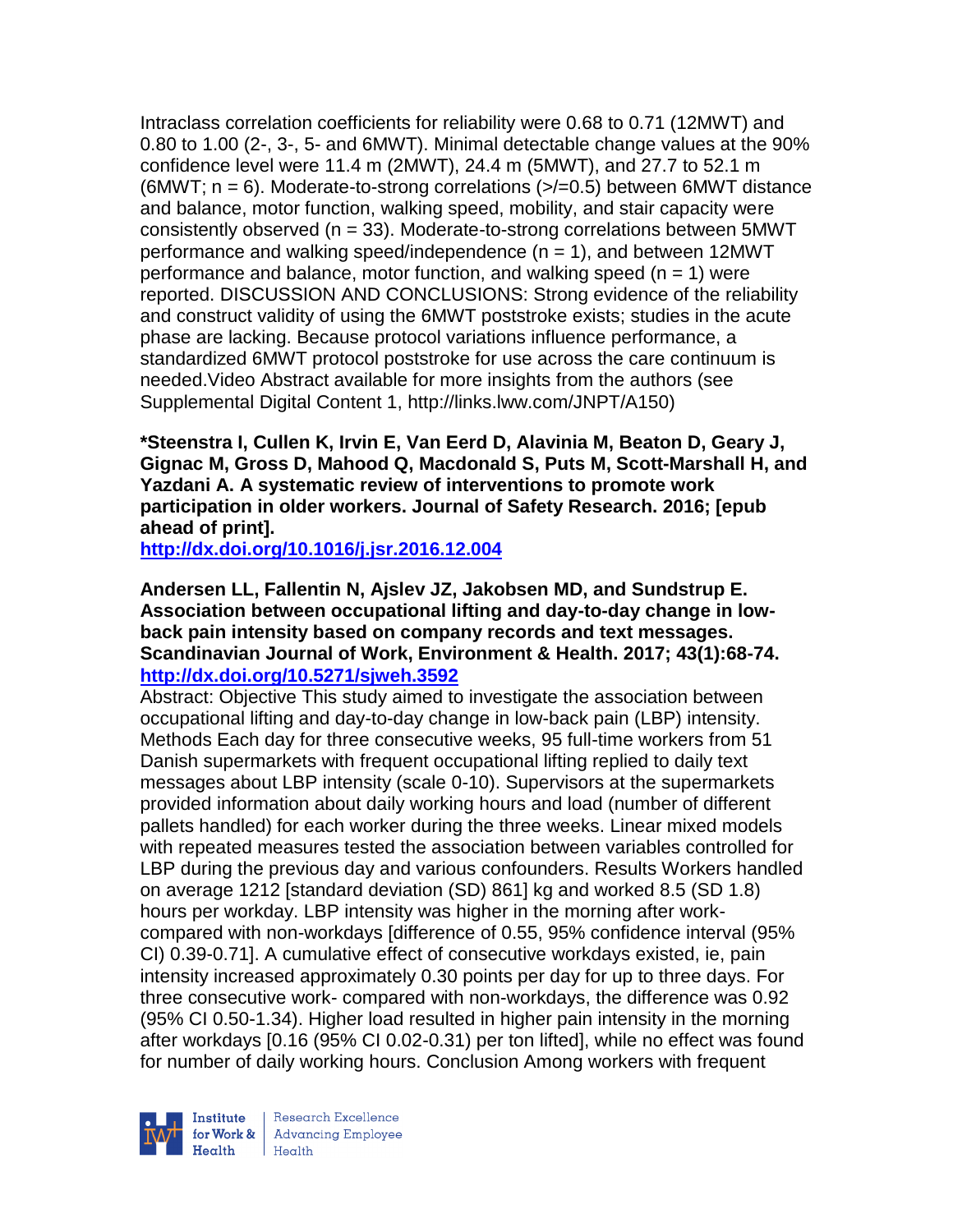Intraclass correlation coefficients for reliability were 0.68 to 0.71 (12MWT) and 0.80 to 1.00 (2-, 3-, 5- and 6MWT). Minimal detectable change values at the 90% confidence level were 11.4 m (2MWT), 24.4 m (5MWT), and 27.7 to 52.1 m (6MWT; n = 6). Moderate-to-strong correlations (>/=0.5) between 6MWT distance and balance, motor function, walking speed, mobility, and stair capacity were consistently observed (n = 33). Moderate-to-strong correlations between 5MWT performance and walking speed/independence (n = 1), and between 12MWT performance and balance, motor function, and walking speed (n = 1) were reported. DISCUSSION AND CONCLUSIONS: Strong evidence of the reliability and construct validity of using the 6MWT poststroke exists; studies in the acute phase are lacking. Because protocol variations influence performance, a standardized 6MWT protocol poststroke for use across the care continuum is needed.Video Abstract available for more insights from the authors (see Supplemental Digital Content 1, http://links.lww.com/JNPT/A150)

**\*Steenstra I, Cullen K, Irvin E, Van Eerd D, Alavinia M, Beaton D, Geary J, Gignac M, Gross D, Mahood Q, Macdonald S, Puts M, Scott-Marshall H, and Yazdani A. A systematic review of interventions to promote work participation in older workers. Journal of Safety Research. 2016; [epub ahead of print].**
**http://dx.doi.org/10.1016/j.jsr.2016.12.004**

**Andersen LL, Fallentin N, Ajslev JZ, Jakobsen MD, and Sundstrup E. Association between occupational lifting and day-to-day change in low-back pain intensity based on company records and text messages. Scandinavian Journal of Work, Environment & Health. 2017; 43(1):68-74.**
**http://dx.doi.org/10.5271/sjweh.3592**

Abstract: Objective This study aimed to investigate the association between occupational lifting and day-to-day change in low-back pain (LBP) intensity. Methods Each day for three consecutive weeks, 95 full-time workers from 51 Danish supermarkets with frequent occupational lifting replied to daily text messages about LBP intensity (scale 0-10). Supervisors at the supermarkets provided information about daily working hours and load (number of different pallets handled) for each worker during the three weeks. Linear mixed models with repeated measures tested the association between variables controlled for LBP during the previous day and various confounders. Results Workers handled on average 1212 [standard deviation (SD) 861] kg and worked 8.5 (SD 1.8) hours per workday. LBP intensity was higher in the morning after work- compared with non-workdays [difference of 0.55, 95% confidence interval (95% CI) 0.39-0.71]. A cumulative effect of consecutive workdays existed, ie, pain intensity increased approximately 0.30 points per day for up to three days. For three consecutive work- compared with non-workdays, the difference was 0.92 (95% CI 0.50-1.34). Higher load resulted in higher pain intensity in the morning after workdays [0.16 (95% CI 0.02-0.31) per ton lifted], while no effect was found for number of daily working hours. Conclusion Among workers with frequent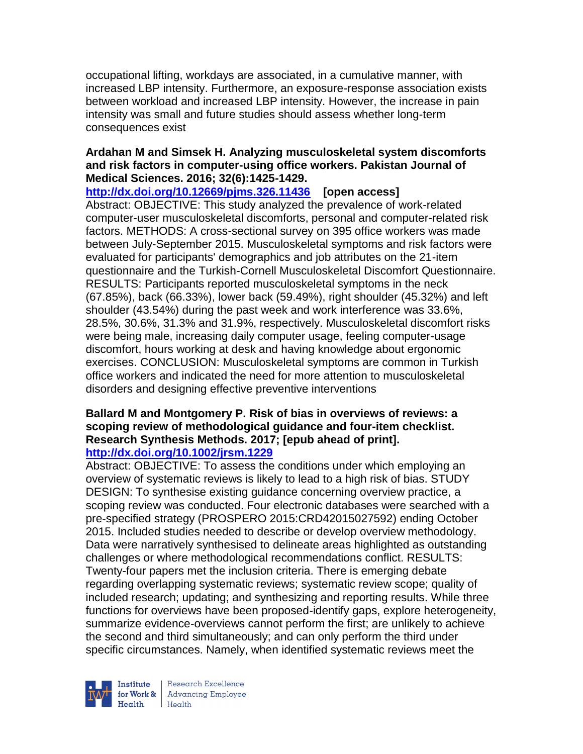occupational lifting, workdays are associated, in a cumulative manner, with increased LBP intensity. Furthermore, an exposure-response association exists between workload and increased LBP intensity. However, the increase in pain intensity was small and future studies should assess whether long-term consequences exist

**Ardahan M and Simsek H. Analyzing musculoskeletal system discomforts and risk factors in computer-using office workers. Pakistan Journal of Medical Sciences. 2016; 32(6):1425-1429.**
**http://dx.doi.org/10.12669/pjms.326.11436** **[open access]**
Abstract: OBJECTIVE: This study analyzed the prevalence of work-related computer-user musculoskeletal discomforts, personal and computer-related risk factors. METHODS: A cross-sectional survey on 395 office workers was made between July-September 2015. Musculoskeletal symptoms and risk factors were evaluated for participants' demographics and job attributes on the 21-item questionnaire and the Turkish-Cornell Musculoskeletal Discomfort Questionnaire. RESULTS: Participants reported musculoskeletal symptoms in the neck (67.85%), back (66.33%), lower back (59.49%), right shoulder (45.32%) and left shoulder (43.54%) during the past week and work interference was 33.6%, 28.5%, 30.6%, 31.3% and 31.9%, respectively. Musculoskeletal discomfort risks were being male, increasing daily computer usage, feeling computer-usage discomfort, hours working at desk and having knowledge about ergonomic exercises. CONCLUSION: Musculoskeletal symptoms are common in Turkish office workers and indicated the need for more attention to musculoskeletal disorders and designing effective preventive interventions

**Ballard M and Montgomery P. Risk of bias in overviews of reviews: a scoping review of methodological guidance and four-item checklist. Research Synthesis Methods. 2017; [epub ahead of print].**
**http://dx.doi.org/10.1002/jrsm.1229**
Abstract: OBJECTIVE: To assess the conditions under which employing an overview of systematic reviews is likely to lead to a high risk of bias. STUDY DESIGN: To synthesise existing guidance concerning overview practice, a scoping review was conducted. Four electronic databases were searched with a pre-specified strategy (PROSPERO 2015:CRD42015027592) ending October 2015. Included studies needed to describe or develop overview methodology. Data were narratively synthesised to delineate areas highlighted as outstanding challenges or where methodological recommendations conflict. RESULTS: Twenty-four papers met the inclusion criteria. There is emerging debate regarding overlapping systematic reviews; systematic review scope; quality of included research; updating; and synthesizing and reporting results. While three functions for overviews have been proposed-identify gaps, explore heterogeneity, summarize evidence-overviews cannot perform the first; are unlikely to achieve the second and third simultaneously; and can only perform the third under specific circumstances. Namely, when identified systematic reviews meet the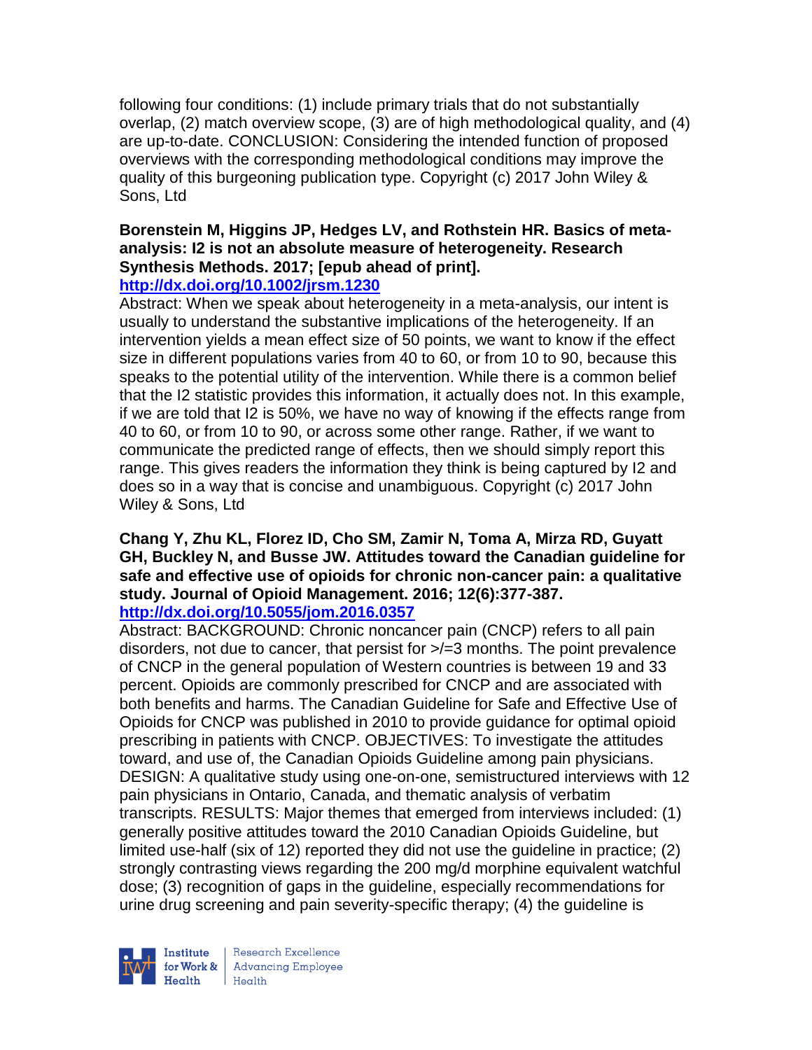following four conditions: (1) include primary trials that do not substantially overlap, (2) match overview scope, (3) are of high methodological quality, and (4) are up-to-date. CONCLUSION: Considering the intended function of proposed overviews with the corresponding methodological conditions may improve the quality of this burgeoning publication type. Copyright (c) 2017 John Wiley & Sons, Ltd

**Borenstein M, Higgins JP, Hedges LV, and Rothstein HR. Basics of meta-analysis: I2 is not an absolute measure of heterogeneity. Research Synthesis Methods. 2017; [epub ahead of print].**
**http://dx.doi.org/10.1002/jrsm.1230**

Abstract: When we speak about heterogeneity in a meta-analysis, our intent is usually to understand the substantive implications of the heterogeneity. If an intervention yields a mean effect size of 50 points, we want to know if the effect size in different populations varies from 40 to 60, or from 10 to 90, because this speaks to the potential utility of the intervention. While there is a common belief that the I2 statistic provides this information, it actually does not. In this example, if we are told that I2 is 50%, we have no way of knowing if the effects range from 40 to 60, or from 10 to 90, or across some other range. Rather, if we want to communicate the predicted range of effects, then we should simply report this range. This gives readers the information they think is being captured by I2 and does so in a way that is concise and unambiguous. Copyright (c) 2017 John Wiley & Sons, Ltd

**Chang Y, Zhu KL, Florez ID, Cho SM, Zamir N, Toma A, Mirza RD, Guyatt GH, Buckley N, and Busse JW. Attitudes toward the Canadian guideline for safe and effective use of opioids for chronic non-cancer pain: a qualitative study. Journal of Opioid Management. 2016; 12(6):377-387.**
**http://dx.doi.org/10.5055/jom.2016.0357**

Abstract: BACKGROUND: Chronic noncancer pain (CNCP) refers to all pain disorders, not due to cancer, that persist for >/=3 months. The point prevalence of CNCP in the general population of Western countries is between 19 and 33 percent. Opioids are commonly prescribed for CNCP and are associated with both benefits and harms. The Canadian Guideline for Safe and Effective Use of Opioids for CNCP was published in 2010 to provide guidance for optimal opioid prescribing in patients with CNCP. OBJECTIVES: To investigate the attitudes toward, and use of, the Canadian Opioids Guideline among pain physicians. DESIGN: A qualitative study using one-on-one, semistructured interviews with 12 pain physicians in Ontario, Canada, and thematic analysis of verbatim transcripts. RESULTS: Major themes that emerged from interviews included: (1) generally positive attitudes toward the 2010 Canadian Opioids Guideline, but limited use-half (six of 12) reported they did not use the guideline in practice; (2) strongly contrasting views regarding the 200 mg/d morphine equivalent watchful dose; (3) recognition of gaps in the guideline, especially recommendations for urine drug screening and pain severity-specific therapy; (4) the guideline is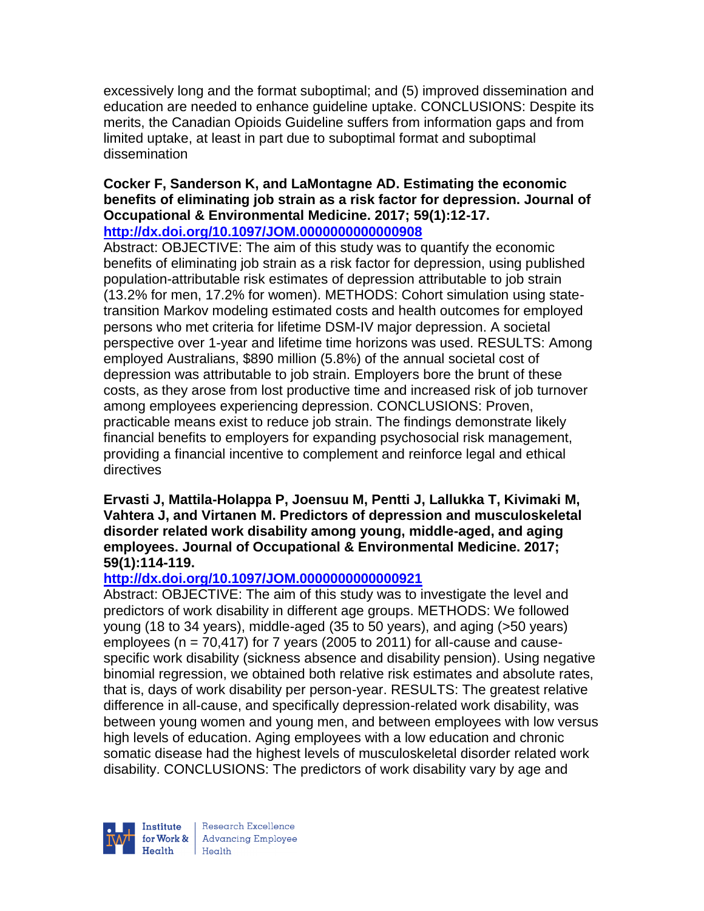excessively long and the format suboptimal; and (5) improved dissemination and education are needed to enhance guideline uptake. CONCLUSIONS: Despite its merits, the Canadian Opioids Guideline suffers from information gaps and from limited uptake, at least in part due to suboptimal format and suboptimal dissemination

**Cocker F, Sanderson K, and LaMontagne AD. Estimating the economic benefits of eliminating job strain as a risk factor for depression. Journal of Occupational & Environmental Medicine. 2017; 59(1):12-17.**
**http://dx.doi.org/10.1097/JOM.0000000000000908**

Abstract: OBJECTIVE: The aim of this study was to quantify the economic benefits of eliminating job strain as a risk factor for depression, using published population-attributable risk estimates of depression attributable to job strain (13.2% for men, 17.2% for women). METHODS: Cohort simulation using state-transition Markov modeling estimated costs and health outcomes for employed persons who met criteria for lifetime DSM-IV major depression. A societal perspective over 1-year and lifetime time horizons was used. RESULTS: Among employed Australians, $890 million (5.8%) of the annual societal cost of depression was attributable to job strain. Employers bore the brunt of these costs, as they arose from lost productive time and increased risk of job turnover among employees experiencing depression. CONCLUSIONS: Proven, practicable means exist to reduce job strain. The findings demonstrate likely financial benefits to employers for expanding psychosocial risk management, providing a financial incentive to complement and reinforce legal and ethical directives

**Ervasti J, Mattila-Holappa P, Joensuu M, Pentti J, Lallukka T, Kivimaki M, Vahtera J, and Virtanen M. Predictors of depression and musculoskeletal disorder related work disability among young, middle-aged, and aging employees. Journal of Occupational & Environmental Medicine. 2017; 59(1):114-119.**
**http://dx.doi.org/10.1097/JOM.0000000000000921**

Abstract: OBJECTIVE: The aim of this study was to investigate the level and predictors of work disability in different age groups. METHODS: We followed young (18 to 34 years), middle-aged (35 to 50 years), and aging (>50 years) employees (n = 70,417) for 7 years (2005 to 2011) for all-cause and cause-specific work disability (sickness absence and disability pension). Using negative binomial regression, we obtained both relative risk estimates and absolute rates, that is, days of work disability per person-year. RESULTS: The greatest relative difference in all-cause, and specifically depression-related work disability, was between young women and young men, and between employees with low versus high levels of education. Aging employees with a low education and chronic somatic disease had the highest levels of musculoskeletal disorder related work disability. CONCLUSIONS: The predictors of work disability vary by age and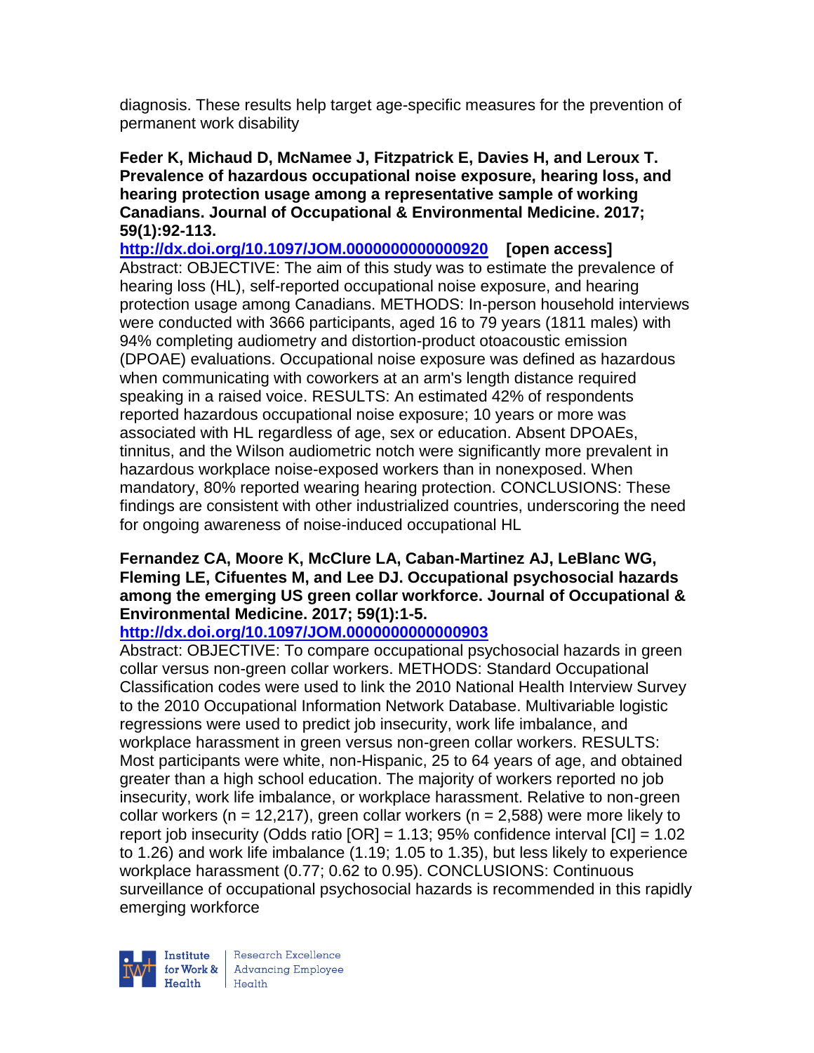diagnosis. These results help target age-specific measures for the prevention of permanent work disability

**Feder K, Michaud D, McNamee J, Fitzpatrick E, Davies H, and Leroux T. Prevalence of hazardous occupational noise exposure, hearing loss, and hearing protection usage among a representative sample of working Canadians. Journal of Occupational & Environmental Medicine. 2017; 59(1):92-113.**

**http://dx.doi.org/10.1097/JOM.0000000000000920 [open access]**

Abstract: OBJECTIVE: The aim of this study was to estimate the prevalence of hearing loss (HL), self-reported occupational noise exposure, and hearing protection usage among Canadians. METHODS: In-person household interviews were conducted with 3666 participants, aged 16 to 79 years (1811 males) with 94% completing audiometry and distortion-product otoacoustic emission (DPOAE) evaluations. Occupational noise exposure was defined as hazardous when communicating with coworkers at an arm's length distance required speaking in a raised voice. RESULTS: An estimated 42% of respondents reported hazardous occupational noise exposure; 10 years or more was associated with HL regardless of age, sex or education. Absent DPOAEs, tinnitus, and the Wilson audiometric notch were significantly more prevalent in hazardous workplace noise-exposed workers than in nonexposed. When mandatory, 80% reported wearing hearing protection. CONCLUSIONS: These findings are consistent with other industrialized countries, underscoring the need for ongoing awareness of noise-induced occupational HL

**Fernandez CA, Moore K, McClure LA, Caban-Martinez AJ, LeBlanc WG, Fleming LE, Cifuentes M, and Lee DJ. Occupational psychosocial hazards among the emerging US green collar workforce. Journal of Occupational & Environmental Medicine. 2017; 59(1):1-5.**

**http://dx.doi.org/10.1097/JOM.0000000000000903**

Abstract: OBJECTIVE: To compare occupational psychosocial hazards in green collar versus non-green collar workers. METHODS: Standard Occupational Classification codes were used to link the 2010 National Health Interview Survey to the 2010 Occupational Information Network Database. Multivariable logistic regressions were used to predict job insecurity, work life imbalance, and workplace harassment in green versus non-green collar workers. RESULTS: Most participants were white, non-Hispanic, 25 to 64 years of age, and obtained greater than a high school education. The majority of workers reported no job insecurity, work life imbalance, or workplace harassment. Relative to non-green collar workers (n = 12,217), green collar workers (n = 2,588) were more likely to report job insecurity (Odds ratio [OR] = 1.13; 95% confidence interval [CI] = 1.02 to 1.26) and work life imbalance (1.19; 1.05 to 1.35), but less likely to experience workplace harassment (0.77; 0.62 to 0.95). CONCLUSIONS: Continuous surveillance of occupational psychosocial hazards is recommended in this rapidly emerging workforce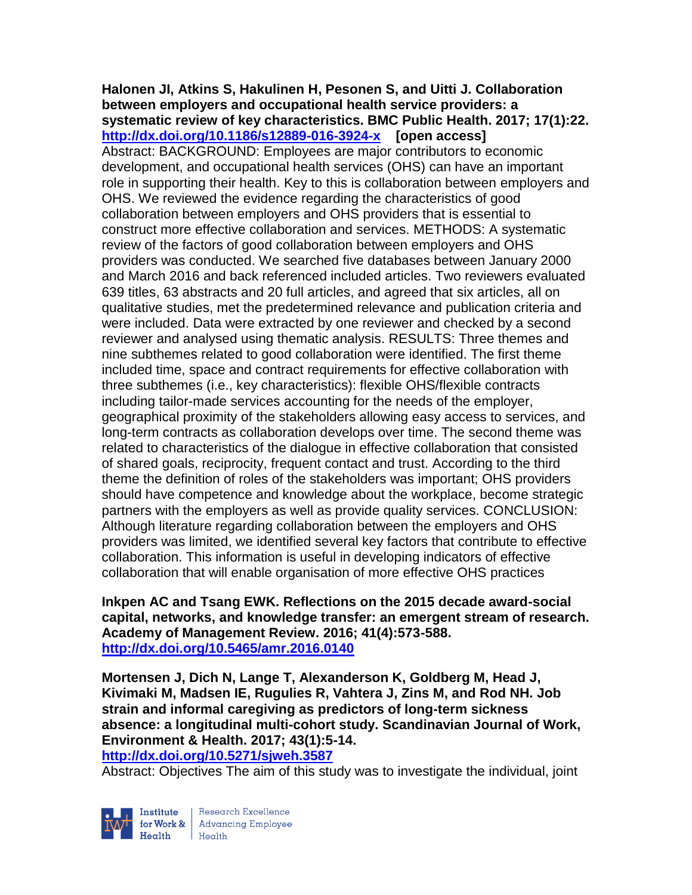**Halonen JI, Atkins S, Hakulinen H, Pesonen S, and Uitti J. Collaboration between employers and occupational health service providers: a systematic review of key characteristics. BMC Public Health. 2017; 17(1):22. http://dx.doi.org/10.1186/s12889-016-3924-x [open access]**
Abstract: BACKGROUND: Employees are major contributors to economic development, and occupational health services (OHS) can have an important role in supporting their health. Key to this is collaboration between employers and OHS. We reviewed the evidence regarding the characteristics of good collaboration between employers and OHS providers that is essential to construct more effective collaboration and services. METHODS: A systematic review of the factors of good collaboration between employers and OHS providers was conducted. We searched five databases between January 2000 and March 2016 and back referenced included articles. Two reviewers evaluated 639 titles, 63 abstracts and 20 full articles, and agreed that six articles, all on qualitative studies, met the predetermined relevance and publication criteria and were included. Data were extracted by one reviewer and checked by a second reviewer and analysed using thematic analysis. RESULTS: Three themes and nine subthemes related to good collaboration were identified. The first theme included time, space and contract requirements for effective collaboration with three subthemes (i.e., key characteristics): flexible OHS/flexible contracts including tailor-made services accounting for the needs of the employer, geographical proximity of the stakeholders allowing easy access to services, and long-term contracts as collaboration develops over time. The second theme was related to characteristics of the dialogue in effective collaboration that consisted of shared goals, reciprocity, frequent contact and trust. According to the third theme the definition of roles of the stakeholders was important; OHS providers should have competence and knowledge about the workplace, become strategic partners with the employers as well as provide quality services. CONCLUSION: Although literature regarding collaboration between the employers and OHS providers was limited, we identified several key factors that contribute to effective collaboration. This information is useful in developing indicators of effective collaboration that will enable organisation of more effective OHS practices

**Inkpen AC and Tsang EWK. Reflections on the 2015 decade award-social capital, networks, and knowledge transfer: an emergent stream of research. Academy of Management Review. 2016; 41(4):573-588. http://dx.doi.org/10.5465/amr.2016.0140**

**Mortensen J, Dich N, Lange T, Alexanderson K, Goldberg M, Head J, Kivimaki M, Madsen IE, Rugulies R, Vahtera J, Zins M, and Rod NH. Job strain and informal caregiving as predictors of long-term sickness absence: a longitudinal multi-cohort study. Scandinavian Journal of Work, Environment & Health. 2017; 43(1):5-14. http://dx.doi.org/10.5271/sjweh.3587**
Abstract: Objectives The aim of this study was to investigate the individual, joint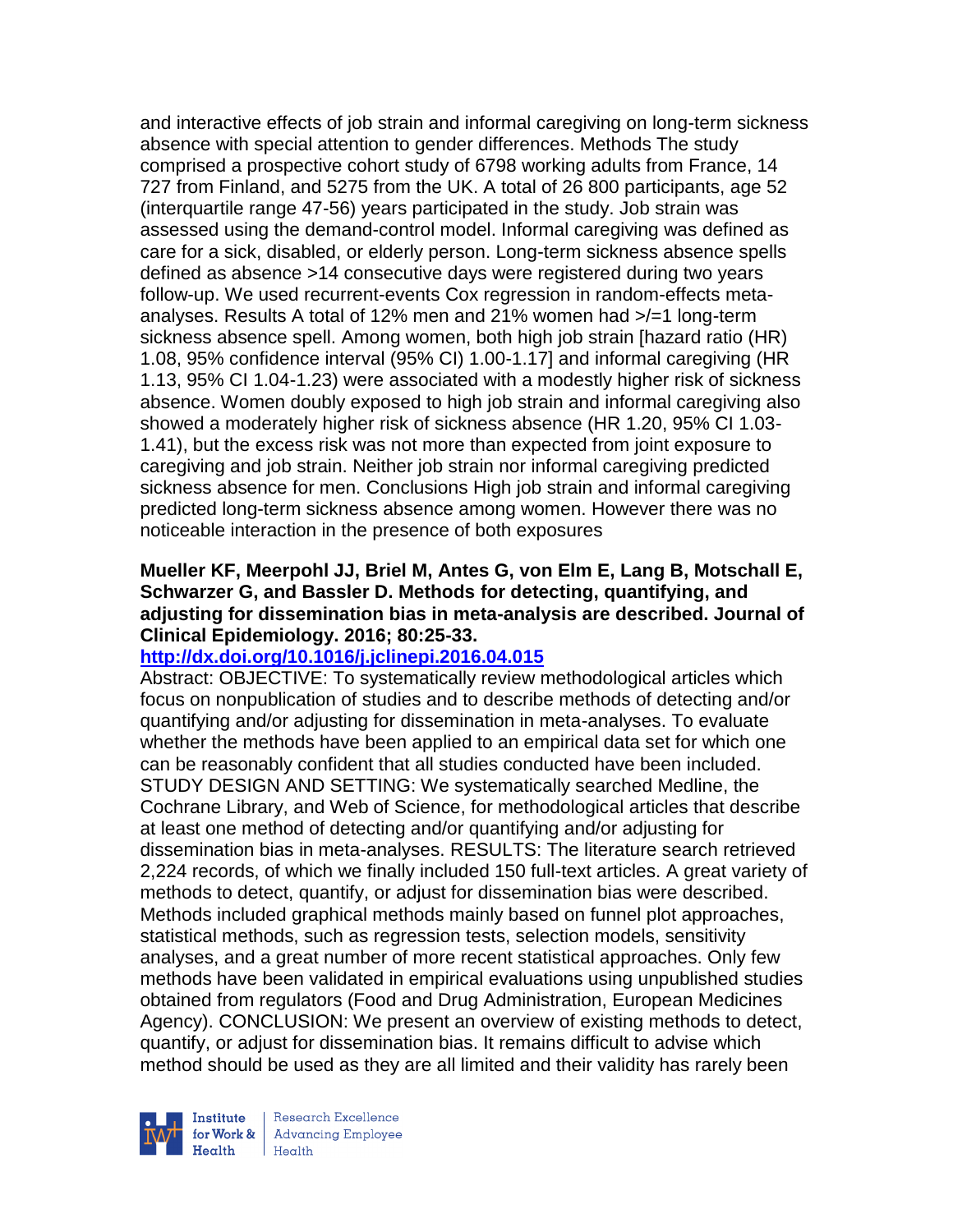and interactive effects of job strain and informal caregiving on long-term sickness absence with special attention to gender differences. Methods The study comprised a prospective cohort study of 6798 working adults from France, 14 727 from Finland, and 5275 from the UK. A total of 26 800 participants, age 52 (interquartile range 47-56) years participated in the study. Job strain was assessed using the demand-control model. Informal caregiving was defined as care for a sick, disabled, or elderly person. Long-term sickness absence spells defined as absence >14 consecutive days were registered during two years follow-up. We used recurrent-events Cox regression in random-effects meta-analyses. Results A total of 12% men and 21% women had >/=1 long-term sickness absence spell. Among women, both high job strain [hazard ratio (HR) 1.08, 95% confidence interval (95% CI) 1.00-1.17] and informal caregiving (HR 1.13, 95% CI 1.04-1.23) were associated with a modestly higher risk of sickness absence. Women doubly exposed to high job strain and informal caregiving also showed a moderately higher risk of sickness absence (HR 1.20, 95% CI 1.03-1.41), but the excess risk was not more than expected from joint exposure to caregiving and job strain. Neither job strain nor informal caregiving predicted sickness absence for men. Conclusions High job strain and informal caregiving predicted long-term sickness absence among women. However there was no noticeable interaction in the presence of both exposures

**Mueller KF, Meerpohl JJ, Briel M, Antes G, von Elm E, Lang B, Motschall E, Schwarzer G, and Bassler D. Methods for detecting, quantifying, and adjusting for dissemination bias in meta-analysis are described. Journal of Clinical Epidemiology. 2016; 80:25-33.**

**http://dx.doi.org/10.1016/j.jclinepi.2016.04.015**

Abstract: OBJECTIVE: To systematically review methodological articles which focus on nonpublication of studies and to describe methods of detecting and/or quantifying and/or adjusting for dissemination in meta-analyses. To evaluate whether the methods have been applied to an empirical data set for which one can be reasonably confident that all studies conducted have been included. STUDY DESIGN AND SETTING: We systematically searched Medline, the Cochrane Library, and Web of Science, for methodological articles that describe at least one method of detecting and/or quantifying and/or adjusting for dissemination bias in meta-analyses. RESULTS: The literature search retrieved 2,224 records, of which we finally included 150 full-text articles. A great variety of methods to detect, quantify, or adjust for dissemination bias were described. Methods included graphical methods mainly based on funnel plot approaches, statistical methods, such as regression tests, selection models, sensitivity analyses, and a great number of more recent statistical approaches. Only few methods have been validated in empirical evaluations using unpublished studies obtained from regulators (Food and Drug Administration, European Medicines Agency). CONCLUSION: We present an overview of existing methods to detect, quantify, or adjust for dissemination bias. It remains difficult to advise which method should be used as they are all limited and their validity has rarely been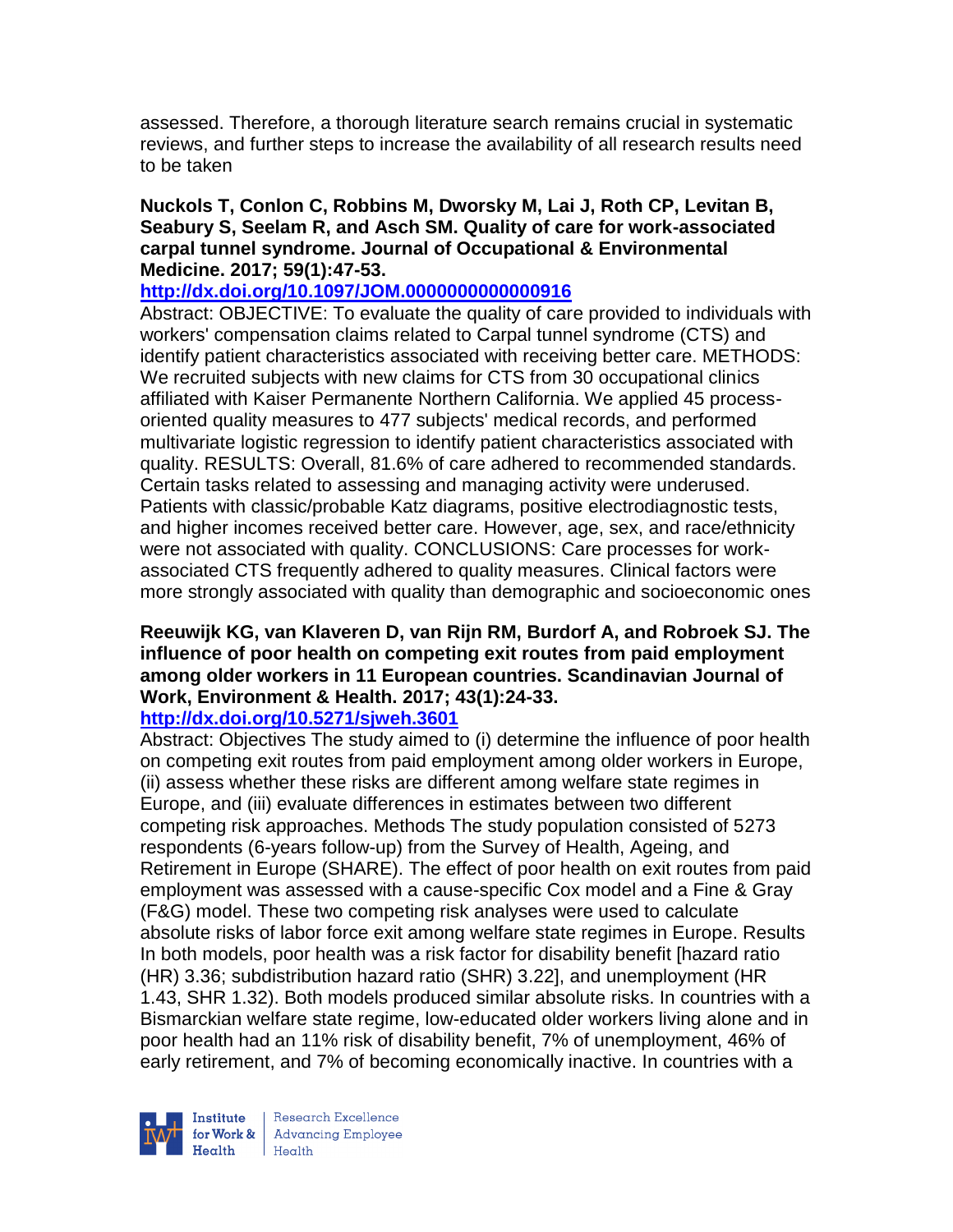assessed. Therefore, a thorough literature search remains crucial in systematic reviews, and further steps to increase the availability of all research results need to be taken

**Nuckols T, Conlon C, Robbins M, Dworsky M, Lai J, Roth CP, Levitan B, Seabury S, Seelam R, and Asch SM. Quality of care for work-associated carpal tunnel syndrome. Journal of Occupational & Environmental Medicine. 2017; 59(1):47-53.**

**http://dx.doi.org/10.1097/JOM.0000000000000916**

Abstract: OBJECTIVE: To evaluate the quality of care provided to individuals with workers' compensation claims related to Carpal tunnel syndrome (CTS) and identify patient characteristics associated with receiving better care. METHODS: We recruited subjects with new claims for CTS from 30 occupational clinics affiliated with Kaiser Permanente Northern California. We applied 45 process-oriented quality measures to 477 subjects' medical records, and performed multivariate logistic regression to identify patient characteristics associated with quality. RESULTS: Overall, 81.6% of care adhered to recommended standards. Certain tasks related to assessing and managing activity were underused. Patients with classic/probable Katz diagrams, positive electrodiagnostic tests, and higher incomes received better care. However, age, sex, and race/ethnicity were not associated with quality. CONCLUSIONS: Care processes for work-associated CTS frequently adhered to quality measures. Clinical factors were more strongly associated with quality than demographic and socioeconomic ones

**Reeuwijk KG, van Klaveren D, van Rijn RM, Burdorf A, and Robroek SJ. The influence of poor health on competing exit routes from paid employment among older workers in 11 European countries. Scandinavian Journal of Work, Environment & Health. 2017; 43(1):24-33.**

**http://dx.doi.org/10.5271/sjweh.3601**

Abstract: Objectives The study aimed to (i) determine the influence of poor health on competing exit routes from paid employment among older workers in Europe, (ii) assess whether these risks are different among welfare state regimes in Europe, and (iii) evaluate differences in estimates between two different competing risk approaches. Methods The study population consisted of 5273 respondents (6-years follow-up) from the Survey of Health, Ageing, and Retirement in Europe (SHARE). The effect of poor health on exit routes from paid employment was assessed with a cause-specific Cox model and a Fine & Gray (F&G) model. These two competing risk analyses were used to calculate absolute risks of labor force exit among welfare state regimes in Europe. Results In both models, poor health was a risk factor for disability benefit [hazard ratio (HR) 3.36; subdistribution hazard ratio (SHR) 3.22], and unemployment (HR 1.43, SHR 1.32). Both models produced similar absolute risks. In countries with a Bismarckian welfare state regime, low-educated older workers living alone and in poor health had an 11% risk of disability benefit, 7% of unemployment, 46% of early retirement, and 7% of becoming economically inactive. In countries with a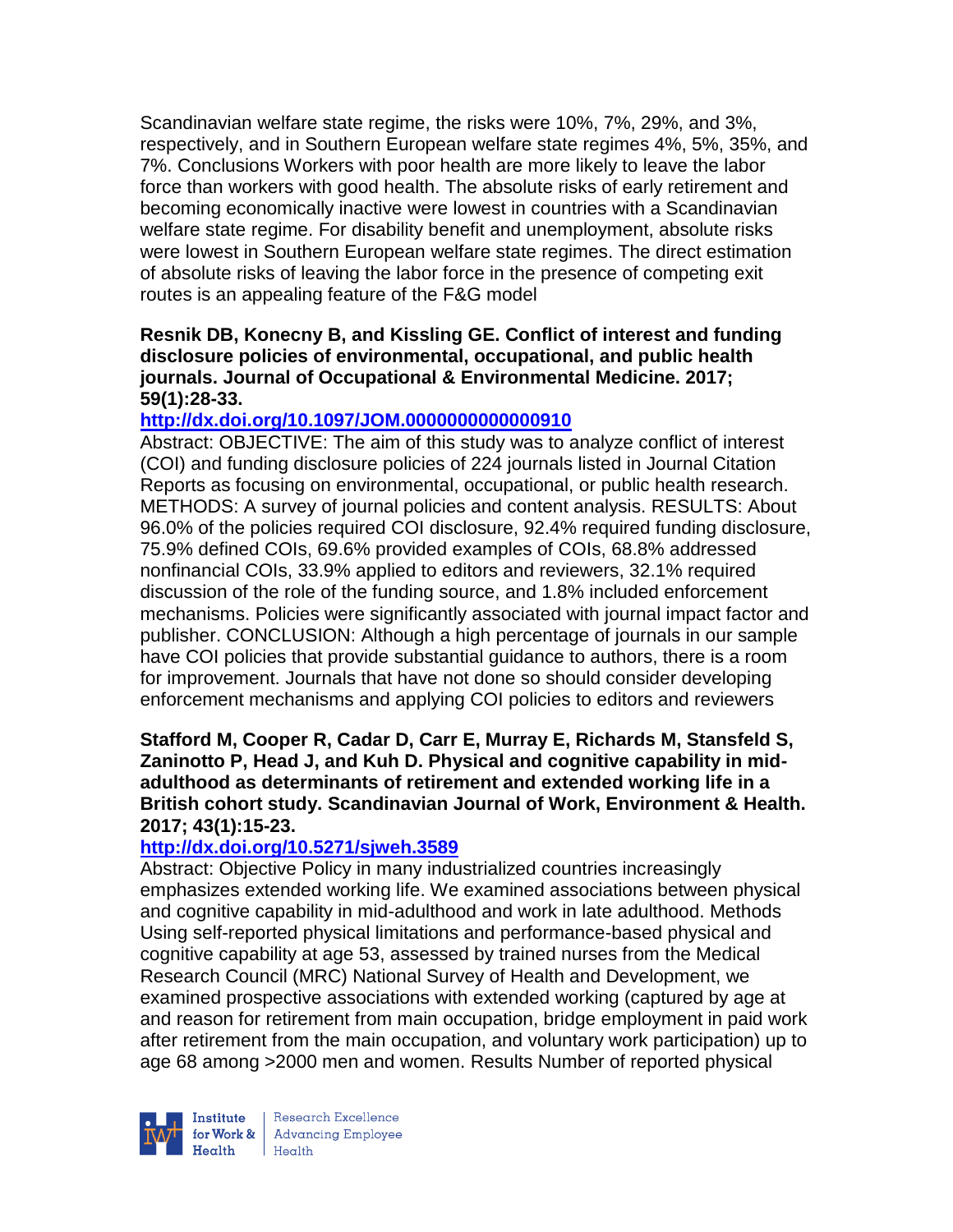Scandinavian welfare state regime, the risks were 10%, 7%, 29%, and 3%, respectively, and in Southern European welfare state regimes 4%, 5%, 35%, and 7%. Conclusions Workers with poor health are more likely to leave the labor force than workers with good health. The absolute risks of early retirement and becoming economically inactive were lowest in countries with a Scandinavian welfare state regime. For disability benefit and unemployment, absolute risks were lowest in Southern European welfare state regimes. The direct estimation of absolute risks of leaving the labor force in the presence of competing exit routes is an appealing feature of the F&G model

**Resnik DB, Konecny B, and Kissling GE. Conflict of interest and funding disclosure policies of environmental, occupational, and public health journals. Journal of Occupational & Environmental Medicine. 2017; 59(1):28-33.**

**http://dx.doi.org/10.1097/JOM.0000000000000910**

Abstract: OBJECTIVE: The aim of this study was to analyze conflict of interest (COI) and funding disclosure policies of 224 journals listed in Journal Citation Reports as focusing on environmental, occupational, or public health research. METHODS: A survey of journal policies and content analysis. RESULTS: About 96.0% of the policies required COI disclosure, 92.4% required funding disclosure, 75.9% defined COIs, 69.6% provided examples of COIs, 68.8% addressed nonfinancial COIs, 33.9% applied to editors and reviewers, 32.1% required discussion of the role of the funding source, and 1.8% included enforcement mechanisms. Policies were significantly associated with journal impact factor and publisher. CONCLUSION: Although a high percentage of journals in our sample have COI policies that provide substantial guidance to authors, there is a room for improvement. Journals that have not done so should consider developing enforcement mechanisms and applying COI policies to editors and reviewers

**Stafford M, Cooper R, Cadar D, Carr E, Murray E, Richards M, Stansfeld S, Zaninotto P, Head J, and Kuh D. Physical and cognitive capability in mid-adulthood as determinants of retirement and extended working life in a British cohort study. Scandinavian Journal of Work, Environment & Health. 2017; 43(1):15-23.**

**http://dx.doi.org/10.5271/sjweh.3589**

Abstract: Objective Policy in many industrialized countries increasingly emphasizes extended working life. We examined associations between physical and cognitive capability in mid-adulthood and work in late adulthood. Methods Using self-reported physical limitations and performance-based physical and cognitive capability at age 53, assessed by trained nurses from the Medical Research Council (MRC) National Survey of Health and Development, we examined prospective associations with extended working (captured by age at and reason for retirement from main occupation, bridge employment in paid work after retirement from the main occupation, and voluntary work participation) up to age 68 among >2000 men and women. Results Number of reported physical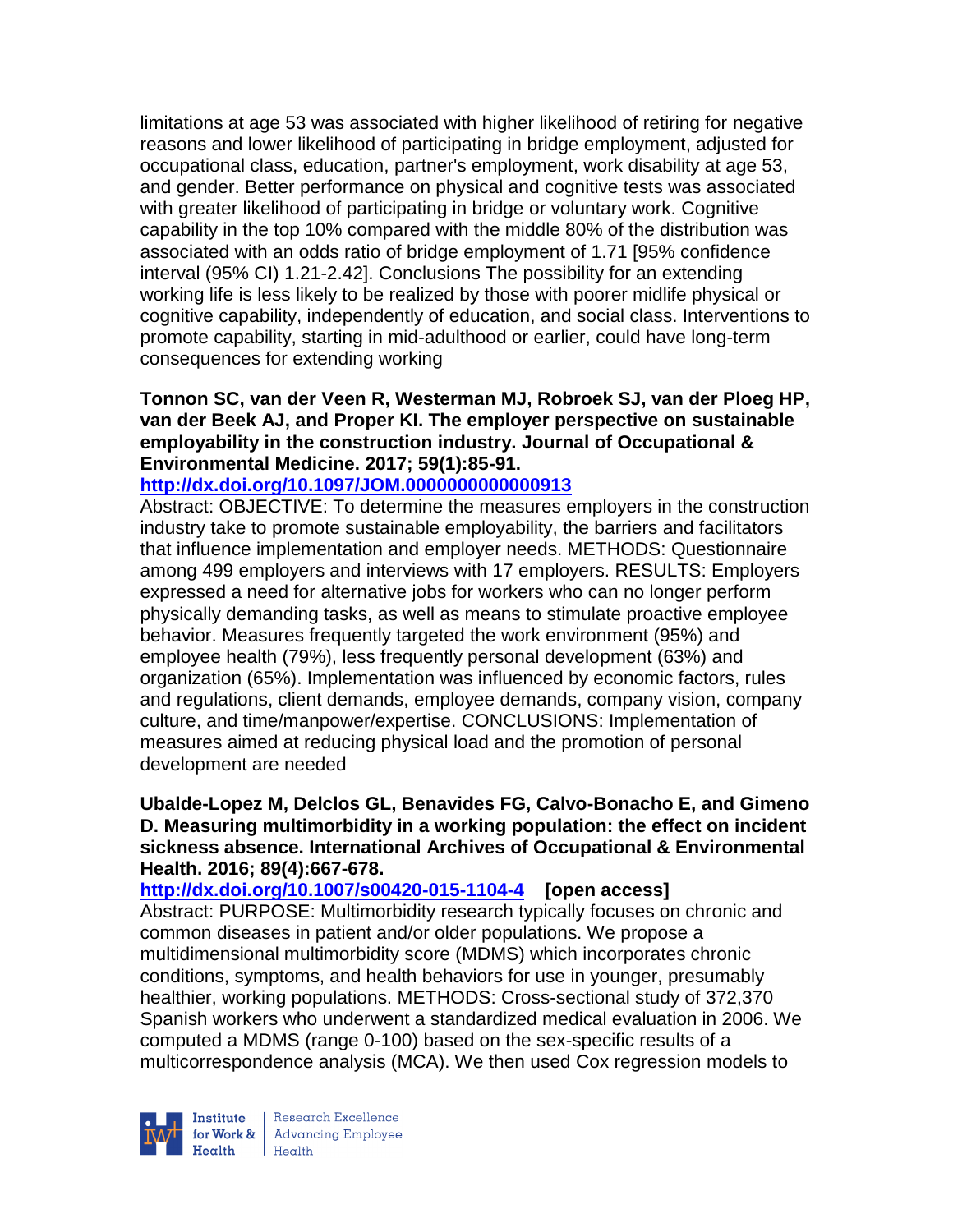limitations at age 53 was associated with higher likelihood of retiring for negative reasons and lower likelihood of participating in bridge employment, adjusted for occupational class, education, partner's employment, work disability at age 53, and gender. Better performance on physical and cognitive tests was associated with greater likelihood of participating in bridge or voluntary work. Cognitive capability in the top 10% compared with the middle 80% of the distribution was associated with an odds ratio of bridge employment of 1.71 [95% confidence interval (95% CI) 1.21-2.42]. Conclusions The possibility for an extending working life is less likely to be realized by those with poorer midlife physical or cognitive capability, independently of education, and social class. Interventions to promote capability, starting in mid-adulthood or earlier, could have long-term consequences for extending working

**Tonnon SC, van der Veen R, Westerman MJ, Robroek SJ, van der Ploeg HP, van der Beek AJ, and Proper KI. The employer perspective on sustainable employability in the construction industry. Journal of Occupational & Environmental Medicine. 2017; 59(1):85-91.**

**http://dx.doi.org/10.1097/JOM.0000000000000913**

Abstract: OBJECTIVE: To determine the measures employers in the construction industry take to promote sustainable employability, the barriers and facilitators that influence implementation and employer needs. METHODS: Questionnaire among 499 employers and interviews with 17 employers. RESULTS: Employers expressed a need for alternative jobs for workers who can no longer perform physically demanding tasks, as well as means to stimulate proactive employee behavior. Measures frequently targeted the work environment (95%) and employee health (79%), less frequently personal development (63%) and organization (65%). Implementation was influenced by economic factors, rules and regulations, client demands, employee demands, company vision, company culture, and time/manpower/expertise. CONCLUSIONS: Implementation of measures aimed at reducing physical load and the promotion of personal development are needed

**Ubalde-Lopez M, Delclos GL, Benavides FG, Calvo-Bonacho E, and Gimeno D. Measuring multimorbidity in a working population: the effect on incident sickness absence. International Archives of Occupational & Environmental Health. 2016; 89(4):667-678.**

**http://dx.doi.org/10.1007/s00420-015-1104-4 [open access]**

Abstract: PURPOSE: Multimorbidity research typically focuses on chronic and common diseases in patient and/or older populations. We propose a multidimensional multimorbidity score (MDMS) which incorporates chronic conditions, symptoms, and health behaviors for use in younger, presumably healthier, working populations. METHODS: Cross-sectional study of 372,370 Spanish workers who underwent a standardized medical evaluation in 2006. We computed a MDMS (range 0-100) based on the sex-specific results of a multicorrespondence analysis (MCA). We then used Cox regression models to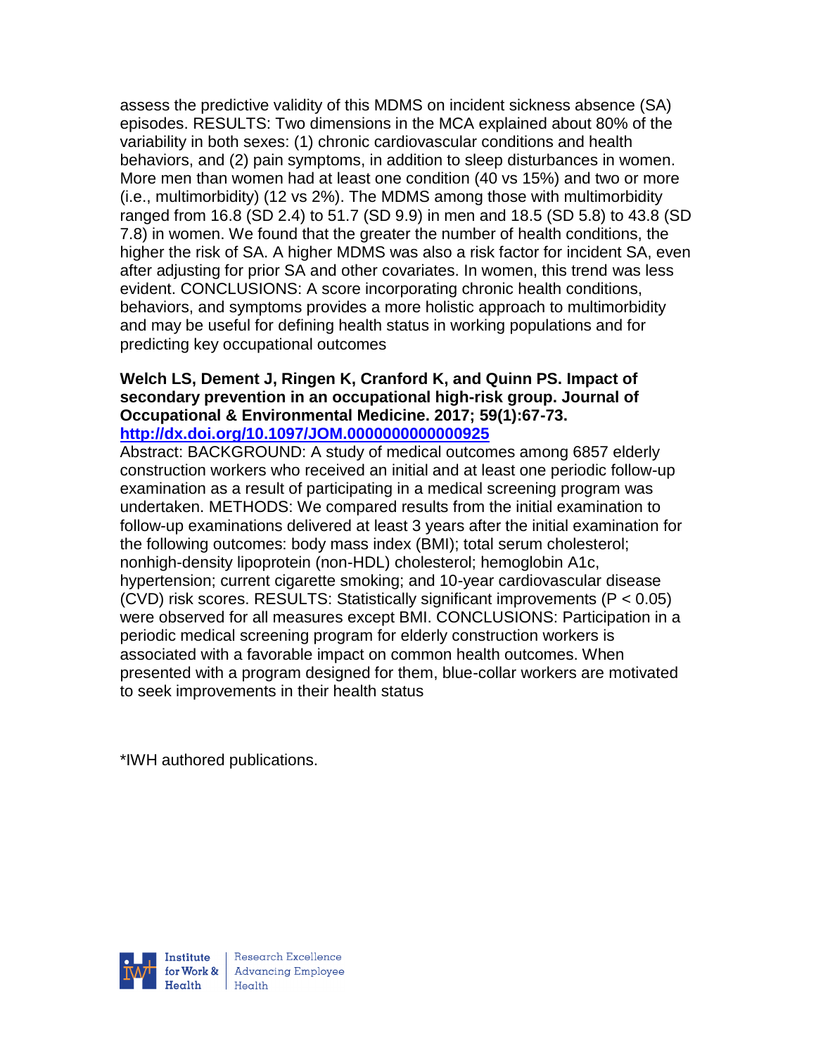assess the predictive validity of this MDMS on incident sickness absence (SA) episodes. RESULTS: Two dimensions in the MCA explained about 80% of the variability in both sexes: (1) chronic cardiovascular conditions and health behaviors, and (2) pain symptoms, in addition to sleep disturbances in women. More men than women had at least one condition (40 vs 15%) and two or more (i.e., multimorbidity) (12 vs 2%). The MDMS among those with multimorbidity ranged from 16.8 (SD 2.4) to 51.7 (SD 9.9) in men and 18.5 (SD 5.8) to 43.8 (SD 7.8) in women. We found that the greater the number of health conditions, the higher the risk of SA. A higher MDMS was also a risk factor for incident SA, even after adjusting for prior SA and other covariates. In women, this trend was less evident. CONCLUSIONS: A score incorporating chronic health conditions, behaviors, and symptoms provides a more holistic approach to multimorbidity and may be useful for defining health status in working populations and for predicting key occupational outcomes

**Welch LS, Dement J, Ringen K, Cranford K, and Quinn PS. Impact of secondary prevention in an occupational high-risk group. Journal of Occupational & Environmental Medicine. 2017; 59(1):67-73.**
**http://dx.doi.org/10.1097/JOM.0000000000000925**

Abstract: BACKGROUND: A study of medical outcomes among 6857 elderly construction workers who received an initial and at least one periodic follow-up examination as a result of participating in a medical screening program was undertaken. METHODS: We compared results from the initial examination to follow-up examinations delivered at least 3 years after the initial examination for the following outcomes: body mass index (BMI); total serum cholesterol; nonhigh-density lipoprotein (non-HDL) cholesterol; hemoglobin A1c, hypertension; current cigarette smoking; and 10-year cardiovascular disease (CVD) risk scores. RESULTS: Statistically significant improvements ($P < 0.05$) were observed for all measures except BMI. CONCLUSIONS: Participation in a periodic medical screening program for elderly construction workers is associated with a favorable impact on common health outcomes. When presented with a program designed for them, blue-collar workers are motivated to seek improvements in their health status

*IWH authored publications.